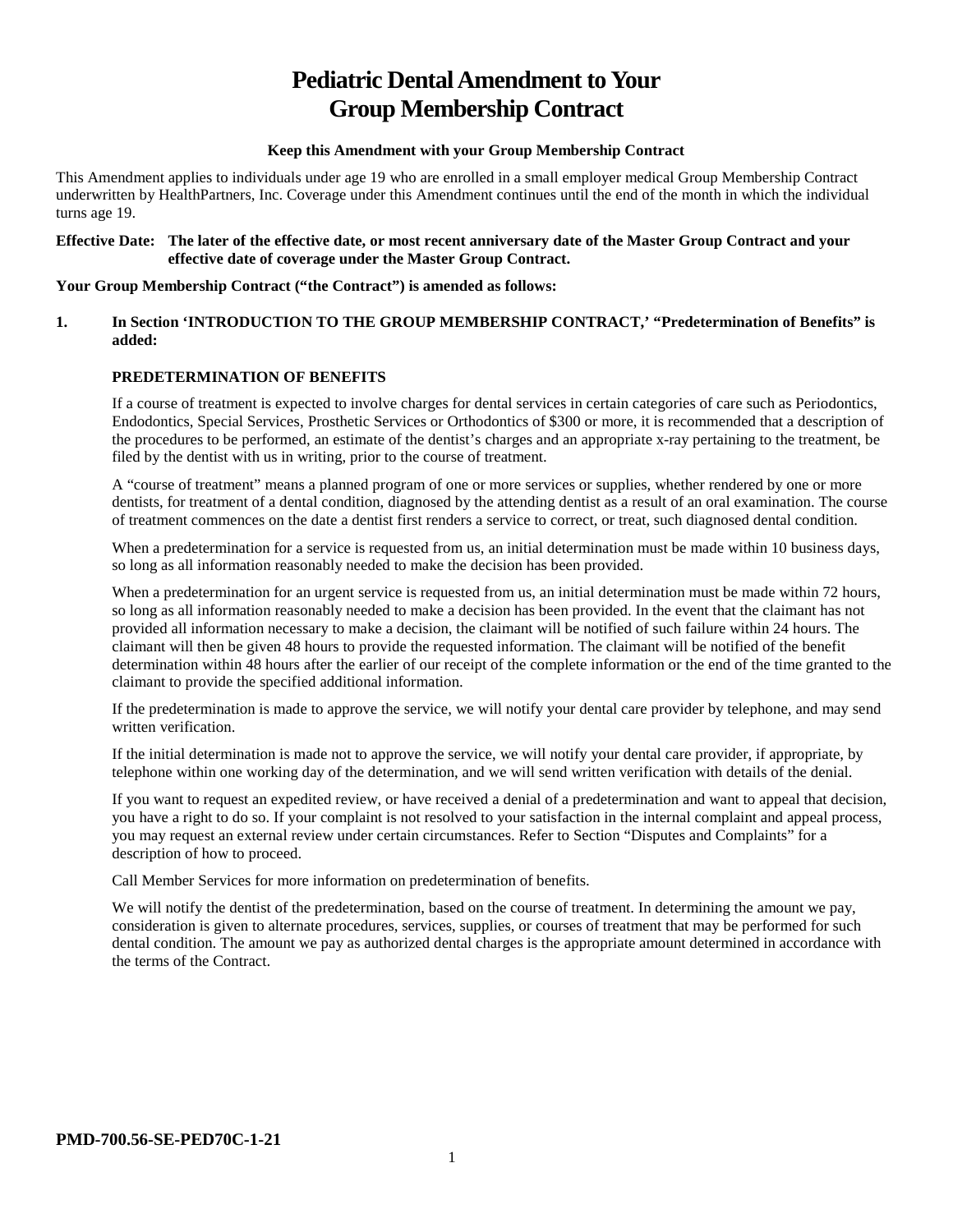# Pediatric Dental Amendment to Your Group Membership Contract

**Keep this Amendment with your Group Membership Contract**

This Amendment applies to individuals under age 19 who are enrolled in a small employer medical Group Membership Contract underwritten by HealthPartners, Inc. Coverage under this Amendment continues until the end of the month in which the individual turns age 19.

**Effective Date: The later of the effective date, or most recent anniversary date of the Master Group Contract and your effective date of coverage under the Master Group Contract.**

**Your Group Membership Contract ("the Contract") is amended as follows:**

**1. In Section 'INTRODUCTION TO THE GROUP MEMBERSHIP CONTRACT,' "Predetermination of Benefits" is added:**

**PREDETERMINATION OF BENEFITS**

If a course of treatment is expected to involve charges for dental services in certain categories of care such as Periodontics, Endodontics, Special Services, Prosthetic Services or Orthodontics of $300 or more, it is recommended that a description of the procedures to be performed, an estimate of the dentist's charges and an appropriate x-ray pertaining to the treatment, be filed by the dentist with us in writing, prior to the course of treatment.

A "course of treatment" means a planned program of one or more services or supplies, whether rendered by one or more dentists, for treatment of a dental condition, diagnosed by the attending dentist as a result of an oral examination. The course of treatment commences on the date a dentist first renders a service to correct, or treat, such diagnosed dental condition.

When a predetermination for a service is requested from us, an initial determination must be made within 10 business days, so long as all information reasonably needed to make the decision has been provided.

When a predetermination for an urgent service is requested from us, an initial determination must be made within 72 hours, so long as all information reasonably needed to make a decision has been provided. In the event that the claimant has not provided all information necessary to make a decision, the claimant will be notified of such failure within 24 hours. The claimant will then be given 48 hours to provide the requested information. The claimant will be notified of the benefit determination within 48 hours after the earlier of our receipt of the complete information or the end of the time granted to the claimant to provide the specified additional information.

If the predetermination is made to approve the service, we will notify your dental care provider by telephone, and may send written verification.

If the initial determination is made not to approve the service, we will notify your dental care provider, if appropriate, by telephone within one working day of the determination, and we will send written verification with details of the denial.

If you want to request an expedited review, or have received a denial of a predetermination and want to appeal that decision, you have a right to do so. If your complaint is not resolved to your satisfaction in the internal complaint and appeal process, you may request an external review under certain circumstances. Refer to Section "Disputes and Complaints" for a description of how to proceed.

Call Member Services for more information on predetermination of benefits.

We will notify the dentist of the predetermination, based on the course of treatment. In determining the amount we pay, consideration is given to alternate procedures, services, supplies, or courses of treatment that may be performed for such dental condition. The amount we pay as authorized dental charges is the appropriate amount determined in accordance with the terms of the Contract.

**PMD-700.56-SE-PED70C-1-21**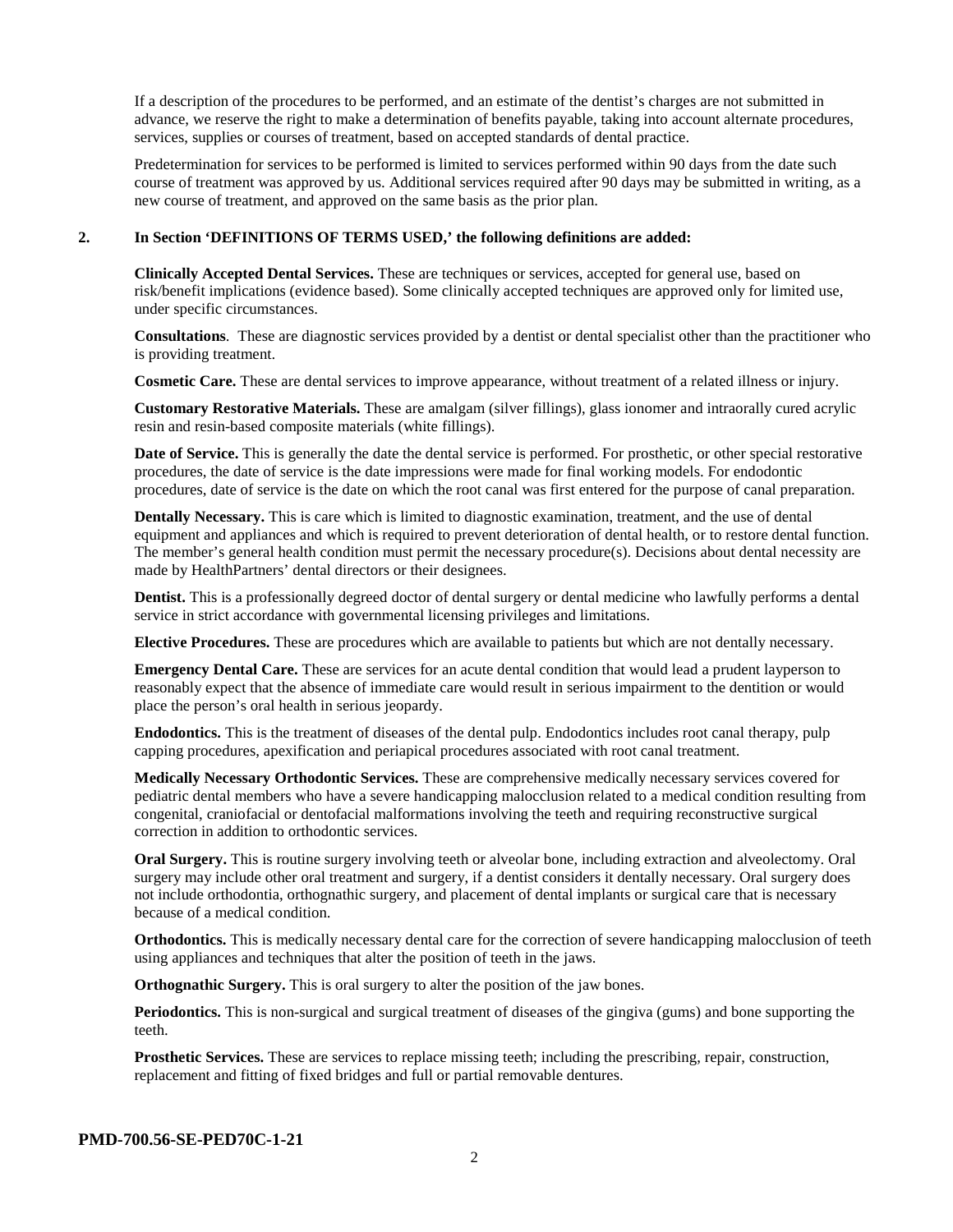If a description of the procedures to be performed, and an estimate of the dentist's charges are not submitted in advance, we reserve the right to make a determination of benefits payable, taking into account alternate procedures, services, supplies or courses of treatment, based on accepted standards of dental practice.

Predetermination for services to be performed is limited to services performed within 90 days from the date such course of treatment was approved by us. Additional services required after 90 days may be submitted in writing, as a new course of treatment, and approved on the same basis as the prior plan.

**2. In Section 'DEFINITIONS OF TERMS USED,' the following definitions are added:**

**Clinically Accepted Dental Services.** These are techniques or services, accepted for general use, based on risk/benefit implications (evidence based). Some clinically accepted techniques are approved only for limited use, under specific circumstances.

**Consultations**. These are diagnostic services provided by a dentist or dental specialist other than the practitioner who is providing treatment.

**Cosmetic Care.** These are dental services to improve appearance, without treatment of a related illness or injury.

**Customary Restorative Materials.** These are amalgam (silver fillings), glass ionomer and intraorally cured acrylic resin and resin-based composite materials (white fillings).

**Date of Service.** This is generally the date the dental service is performed. For prosthetic, or other special restorative procedures, the date of service is the date impressions were made for final working models. For endodontic procedures, date of service is the date on which the root canal was first entered for the purpose of canal preparation.

**Dentally Necessary.** This is care which is limited to diagnostic examination, treatment, and the use of dental equipment and appliances and which is required to prevent deterioration of dental health, or to restore dental function. The member's general health condition must permit the necessary procedure(s). Decisions about dental necessity are made by HealthPartners' dental directors or their designees.

**Dentist.** This is a professionally degreed doctor of dental surgery or dental medicine who lawfully performs a dental service in strict accordance with governmental licensing privileges and limitations.

**Elective Procedures.** These are procedures which are available to patients but which are not dentally necessary.

**Emergency Dental Care.** These are services for an acute dental condition that would lead a prudent layperson to reasonably expect that the absence of immediate care would result in serious impairment to the dentition or would place the person's oral health in serious jeopardy.

**Endodontics.** This is the treatment of diseases of the dental pulp. Endodontics includes root canal therapy, pulp capping procedures, apexification and periapical procedures associated with root canal treatment.

**Medically Necessary Orthodontic Services.** These are comprehensive medically necessary services covered for pediatric dental members who have a severe handicapping malocclusion related to a medical condition resulting from congenital, craniofacial or dentofacial malformations involving the teeth and requiring reconstructive surgical correction in addition to orthodontic services.

**Oral Surgery.** This is routine surgery involving teeth or alveolar bone, including extraction and alveolectomy. Oral surgery may include other oral treatment and surgery, if a dentist considers it dentally necessary. Oral surgery does not include orthodontia, orthognathic surgery, and placement of dental implants or surgical care that is necessary because of a medical condition.

**Orthodontics.** This is medically necessary dental care for the correction of severe handicapping malocclusion of teeth using appliances and techniques that alter the position of teeth in the jaws.

**Orthognathic Surgery.** This is oral surgery to alter the position of the jaw bones.

**Periodontics.** This is non-surgical and surgical treatment of diseases of the gingiva (gums) and bone supporting the teeth.

**Prosthetic Services.** These are services to replace missing teeth; including the prescribing, repair, construction, replacement and fitting of fixed bridges and full or partial removable dentures.

**PMD-700.56-SE-PED70C-1-21**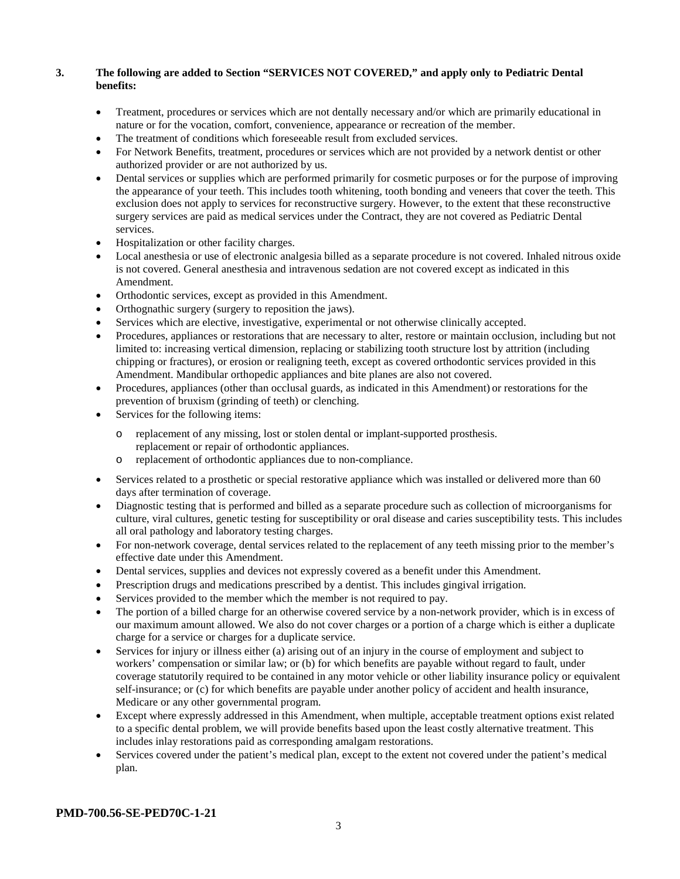**3. The following are added to Section "SERVICES NOT COVERED," and apply only to Pediatric Dental benefits:**

- Treatment, procedures or services which are not dentally necessary and/or which are primarily educational in nature or for the vocation, comfort, convenience, appearance or recreation of the member.
- The treatment of conditions which foreseeable result from excluded services.
- For Network Benefits, treatment, procedures or services which are not provided by a network dentist or other authorized provider or are not authorized by us.
- Dental services or supplies which are performed primarily for cosmetic purposes or for the purpose of improving the appearance of your teeth. This includes tooth whitening, tooth bonding and veneers that cover the teeth. This exclusion does not apply to services for reconstructive surgery. However, to the extent that these reconstructive surgery services are paid as medical services under the Contract, they are not covered as Pediatric Dental services.
- Hospitalization or other facility charges.
- Local anesthesia or use of electronic analgesia billed as a separate procedure is not covered. Inhaled nitrous oxide is not covered. General anesthesia and intravenous sedation are not covered except as indicated in this Amendment.
- Orthodontic services, except as provided in this Amendment.
- Orthognathic surgery (surgery to reposition the jaws).
- Services which are elective, investigative, experimental or not otherwise clinically accepted.
- Procedures, appliances or restorations that are necessary to alter, restore or maintain occlusion, including but not limited to: increasing vertical dimension, replacing or stabilizing tooth structure lost by attrition (including chipping or fractures), or erosion or realigning teeth, except as covered orthodontic services provided in this Amendment. Mandibular orthopedic appliances and bite planes are also not covered.
- Procedures, appliances (other than occlusal guards, as indicated in this Amendment) or restorations for the prevention of bruxism (grinding of teeth) or clenching.
- Services for the following items:
  - replacement of any missing, lost or stolen dental or implant-supported prosthesis. replacement or repair of orthodontic appliances.
  - replacement of orthodontic appliances due to non-compliance.
- Services related to a prosthetic or special restorative appliance which was installed or delivered more than 60 days after termination of coverage.
- Diagnostic testing that is performed and billed as a separate procedure such as collection of microorganisms for culture, viral cultures, genetic testing for susceptibility or oral disease and caries susceptibility tests. This includes all oral pathology and laboratory testing charges.
- For non-network coverage, dental services related to the replacement of any teeth missing prior to the member's effective date under this Amendment.
- Dental services, supplies and devices not expressly covered as a benefit under this Amendment.
- Prescription drugs and medications prescribed by a dentist. This includes gingival irrigation.
- Services provided to the member which the member is not required to pay.
- The portion of a billed charge for an otherwise covered service by a non-network provider, which is in excess of our maximum amount allowed. We also do not cover charges or a portion of a charge which is either a duplicate charge for a service or charges for a duplicate service.
- Services for injury or illness either (a) arising out of an injury in the course of employment and subject to workers' compensation or similar law; or (b) for which benefits are payable without regard to fault, under coverage statutorily required to be contained in any motor vehicle or other liability insurance policy or equivalent self-insurance; or (c) for which benefits are payable under another policy of accident and health insurance, Medicare or any other governmental program.
- Except where expressly addressed in this Amendment, when multiple, acceptable treatment options exist related to a specific dental problem, we will provide benefits based upon the least costly alternative treatment. This includes inlay restorations paid as corresponding amalgam restorations.
- Services covered under the patient's medical plan, except to the extent not covered under the patient's medical plan.

**PMD-700.56-SE-PED70C-1-21**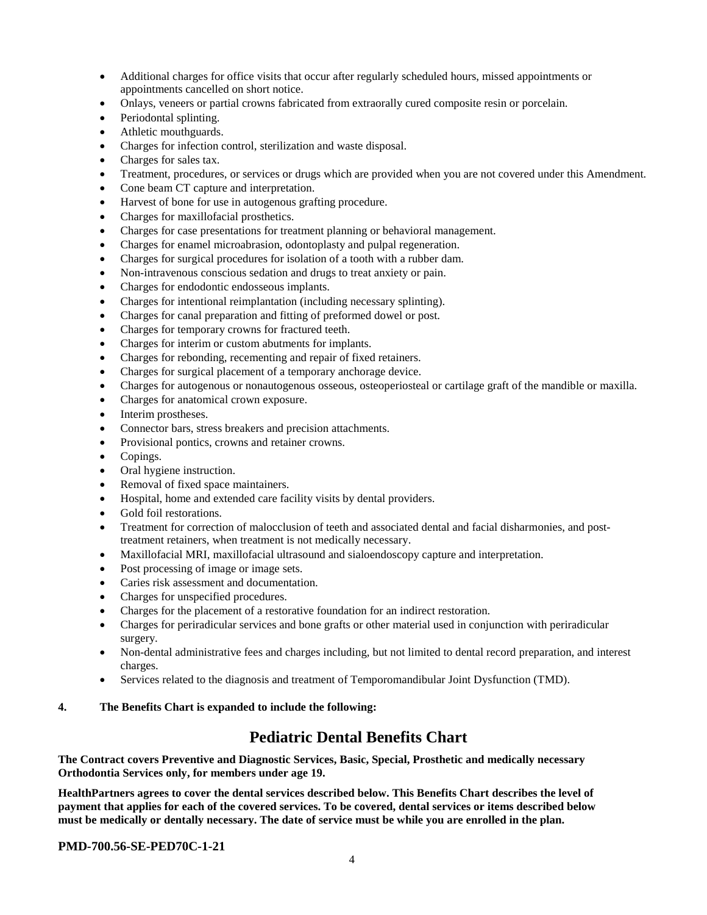- Additional charges for office visits that occur after regularly scheduled hours, missed appointments or appointments cancelled on short notice.
- Onlays, veneers or partial crowns fabricated from extraorally cured composite resin or porcelain.
- Periodontal splinting.
- Athletic mouthguards.
- Charges for infection control, sterilization and waste disposal.
- Charges for sales tax.
- Treatment, procedures, or services or drugs which are provided when you are not covered under this Amendment.
- Cone beam CT capture and interpretation.
- Harvest of bone for use in autogenous grafting procedure.
- Charges for maxillofacial prosthetics.
- Charges for case presentations for treatment planning or behavioral management.
- Charges for enamel microabrasion, odontoplasty and pulpal regeneration.
- Charges for surgical procedures for isolation of a tooth with a rubber dam.
- Non-intravenous conscious sedation and drugs to treat anxiety or pain.
- Charges for endodontic endosseous implants.
- Charges for intentional reimplantation (including necessary splinting).
- Charges for canal preparation and fitting of preformed dowel or post.
- Charges for temporary crowns for fractured teeth.
- Charges for interim or custom abutments for implants.
- Charges for rebonding, recementing and repair of fixed retainers.
- Charges for surgical placement of a temporary anchorage device.
- Charges for autogenous or nonautogenous osseous, osteoperiosteal or cartilage graft of the mandible or maxilla.
- Charges for anatomical crown exposure.
- Interim prostheses.
- Connector bars, stress breakers and precision attachments.
- Provisional pontics, crowns and retainer crowns.
- Copings.
- Oral hygiene instruction.
- Removal of fixed space maintainers.
- Hospital, home and extended care facility visits by dental providers.
- Gold foil restorations.
- Treatment for correction of malocclusion of teeth and associated dental and facial disharmonies, and post-treatment retainers, when treatment is not medically necessary.
- Maxillofacial MRI, maxillofacial ultrasound and sialoendoscopy capture and interpretation.
- Post processing of image or image sets.
- Caries risk assessment and documentation.
- Charges for unspecified procedures.
- Charges for the placement of a restorative foundation for an indirect restoration.
- Charges for periradicular services and bone grafts or other material used in conjunction with periradicular surgery.
- Non-dental administrative fees and charges including, but not limited to dental record preparation, and interest charges.
- Services related to the diagnosis and treatment of Temporomandibular Joint Dysfunction (TMD).

**4. The Benefits Chart is expanded to include the following:**

## Pediatric Dental Benefits Chart

**The Contract covers Preventive and Diagnostic Services, Basic, Special, Prosthetic and medically necessary Orthodontia Services only, for members under age 19.**

**HealthPartners agrees to cover the dental services described below. This Benefits Chart describes the level of payment that applies for each of the covered services. To be covered, dental services or items described below must be medically or dentally necessary. The date of service must be while you are enrolled in the plan.**

**PMD-700.56-SE-PED70C-1-21**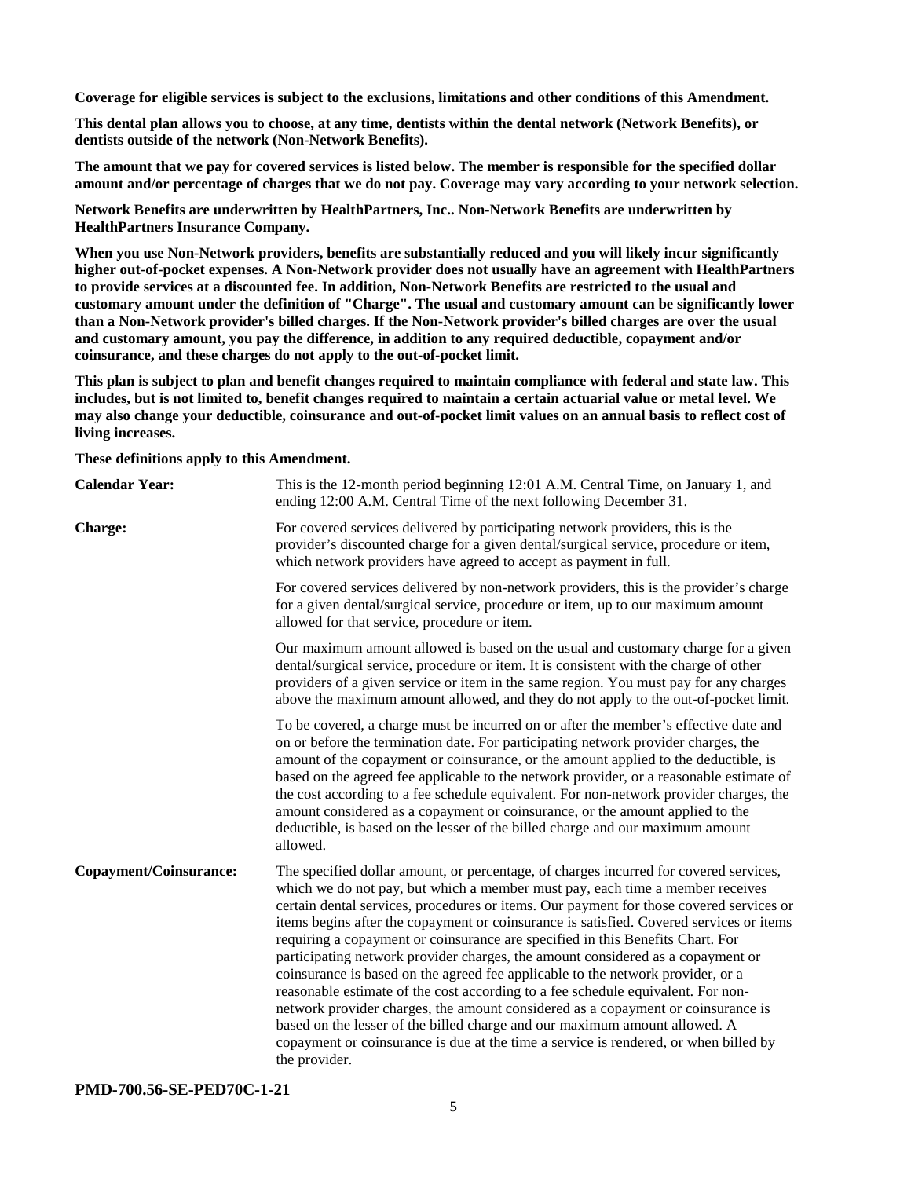**Coverage for eligible services is subject to the exclusions, limitations and other conditions of this Amendment.**

**This dental plan allows you to choose, at any time, dentists within the dental network (Network Benefits), or dentists outside of the network (Non-Network Benefits).**

**The amount that we pay for covered services is listed below. The member is responsible for the specified dollar amount and/or percentage of charges that we do not pay. Coverage may vary according to your network selection.**

**Network Benefits are underwritten by HealthPartners, Inc.. Non-Network Benefits are underwritten by HealthPartners Insurance Company.**

**When you use Non-Network providers, benefits are substantially reduced and you will likely incur significantly higher out-of-pocket expenses. A Non-Network provider does not usually have an agreement with HealthPartners to provide services at a discounted fee. In addition, Non-Network Benefits are restricted to the usual and customary amount under the definition of "Charge". The usual and customary amount can be significantly lower than a Non-Network provider's billed charges. If the Non-Network provider's billed charges are over the usual and customary amount, you pay the difference, in addition to any required deductible, copayment and/or coinsurance, and these charges do not apply to the out-of-pocket limit.**

**This plan is subject to plan and benefit changes required to maintain compliance with federal and state law. This includes, but is not limited to, benefit changes required to maintain a certain actuarial value or metal level. We may also change your deductible, coinsurance and out-of-pocket limit values on an annual basis to reflect cost of living increases.**

**These definitions apply to this Amendment.**

| | |
|---|---|
| **Calendar Year:** | This is the 12-month period beginning 12:01 A.M. Central Time, on January 1, and ending 12:00 A.M. Central Time of the next following December 31. |
| **Charge:** | For covered services delivered by participating network providers, this is the provider's discounted charge for a given dental/surgical service, procedure or item, which network providers have agreed to accept as payment in full.<br><br>For covered services delivered by non-network providers, this is the provider's charge for a given dental/surgical service, procedure or item, up to our maximum amount allowed for that service, procedure or item.<br><br>Our maximum amount allowed is based on the usual and customary charge for a given dental/surgical service, procedure or item. It is consistent with the charge of other providers of a given service or item in the same region. You must pay for any charges above the maximum amount allowed, and they do not apply to the out-of-pocket limit.<br><br>To be covered, a charge must be incurred on or after the member's effective date and on or before the termination date. For participating network provider charges, the amount of the copayment or coinsurance, or the amount applied to the deductible, is based on the agreed fee applicable to the network provider, or a reasonable estimate of the cost according to a fee schedule equivalent. For non-network provider charges, the amount considered as a copayment or coinsurance, or the amount applied to the deductible, is based on the lesser of the billed charge and our maximum amount allowed. |
| **Copayment/Coinsurance:** | The specified dollar amount, or percentage, of charges incurred for covered services, which we do not pay, but which a member must pay, each time a member receives certain dental services, procedures or items. Our payment for those covered services or items begins after the copayment or coinsurance is satisfied. Covered services or items requiring a copayment or coinsurance are specified in this Benefits Chart. For participating network provider charges, the amount considered as a copayment or coinsurance is based on the agreed fee applicable to the network provider, or a reasonable estimate of the cost according to a fee schedule equivalent. For non-network provider charges, the amount considered as a copayment or coinsurance is based on the lesser of the billed charge and our maximum amount allowed. A copayment or coinsurance is due at the time a service is rendered, or when billed by the provider. |

**PMD-700.56-SE-PED70C-1-21**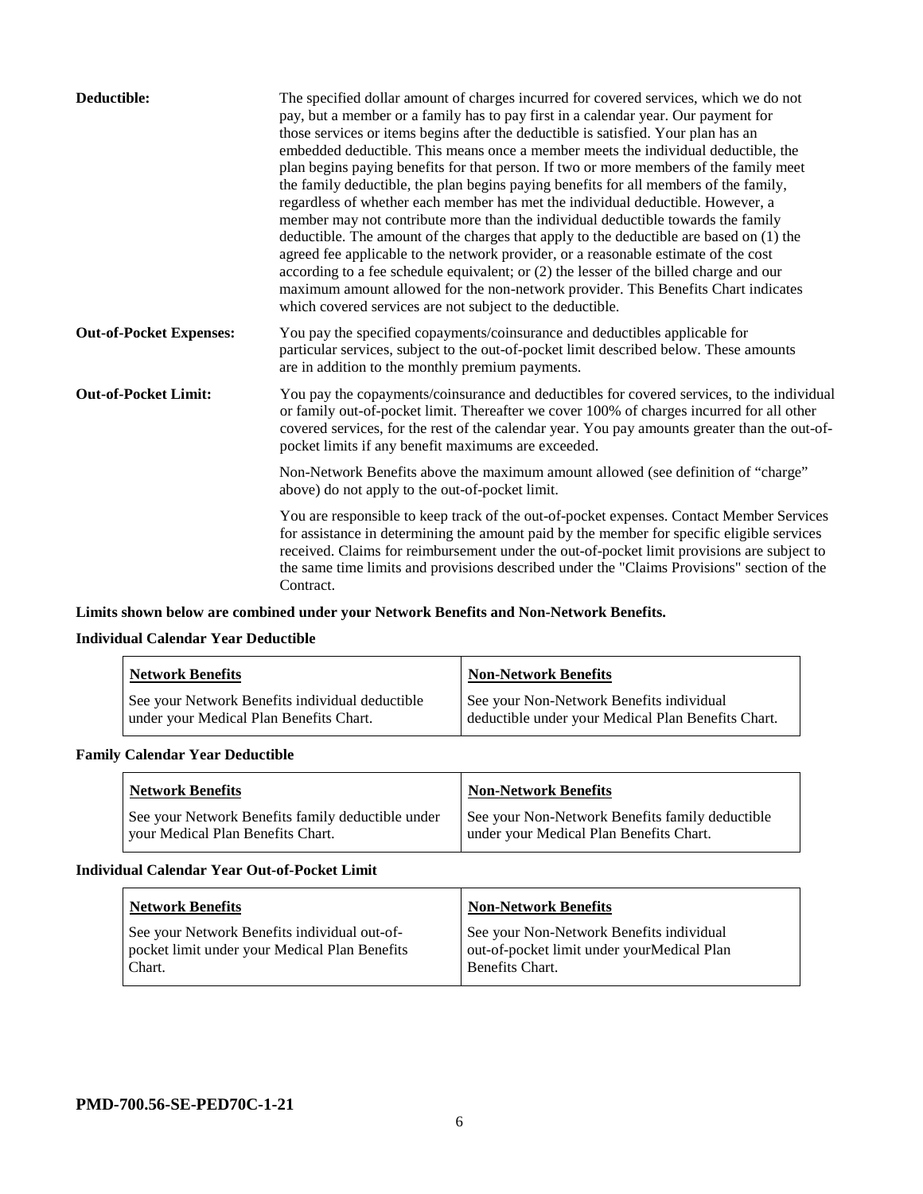| | |
|---|---|
| **Deductible:** | The specified dollar amount of charges incurred for covered services, which we do not pay, but a member or a family has to pay first in a calendar year. Our payment for those services or items begins after the deductible is satisfied. Your plan has an embedded deductible. This means once a member meets the individual deductible, the plan begins paying benefits for that person. If two or more members of the family meet the family deductible, the plan begins paying benefits for all members of the family, regardless of whether each member has met the individual deductible. However, a member may not contribute more than the individual deductible towards the family deductible. The amount of the charges that apply to the deductible are based on (1) the agreed fee applicable to the network provider, or a reasonable estimate of the cost according to a fee schedule equivalent; or (2) the lesser of the billed charge and our maximum amount allowed for the non-network provider. This Benefits Chart indicates which covered services are not subject to the deductible. |
| **Out-of-Pocket Expenses:** | You pay the specified copayments/coinsurance and deductibles applicable for particular services, subject to the out-of-pocket limit described below. These amounts are in addition to the monthly premium payments. |
| **Out-of-Pocket Limit:** | You pay the copayments/coinsurance and deductibles for covered services, to the individual or family out-of-pocket limit. Thereafter we cover 100% of charges incurred for all other covered services, for the rest of the calendar year. You pay amounts greater than the out-of-pocket limits if any benefit maximums are exceeded.<br><br>Non-Network Benefits above the maximum amount allowed (see definition of "charge" above) do not apply to the out-of-pocket limit.<br><br>You are responsible to keep track of the out-of-pocket expenses. Contact Member Services for assistance in determining the amount paid by the member for specific eligible services received. Claims for reimbursement under the out-of-pocket limit provisions are subject to the same time limits and provisions described under the "Claims Provisions" section of the Contract. |

**Limits shown below are combined under your Network Benefits and Non-Network Benefits.**

**Individual Calendar Year Deductible**

| Network Benefits | Non-Network Benefits |
|---|---|
| See your Network Benefits individual deductible under your Medical Plan Benefits Chart. | See your Non-Network Benefits individual deductible under your Medical Plan Benefits Chart. |

**Family Calendar Year Deductible**

| Network Benefits | Non-Network Benefits |
|---|---|
| See your Network Benefits family deductible under your Medical Plan Benefits Chart. | See your Non-Network Benefits family deductible under your Medical Plan Benefits Chart. |

**Individual Calendar Year Out-of-Pocket Limit**

| Network Benefits | Non-Network Benefits |
|---|---|
| See your Network Benefits individual out-of-pocket limit under your Medical Plan Benefits Chart. | See your Non-Network Benefits individual out-of-pocket limit under yourMedical Plan Benefits Chart. |

**PMD-700.56-SE-PED70C-1-21**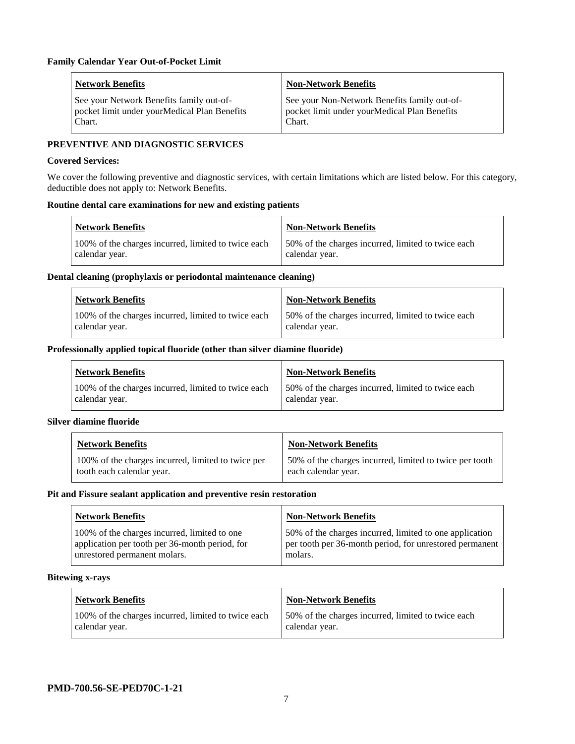**Family Calendar Year Out-of-Pocket Limit**

| Network Benefits | Non-Network Benefits |
|---|---|
| See your Network Benefits family out-of-pocket limit under yourMedical Plan Benefits Chart. | See your Non-Network Benefits family out-of-pocket limit under yourMedical Plan Benefits Chart. |

**PREVENTIVE AND DIAGNOSTIC SERVICES**

**Covered Services:**

We cover the following preventive and diagnostic services, with certain limitations which are listed below. For this category, deductible does not apply to: Network Benefits.

**Routine dental care examinations for new and existing patients**

| Network Benefits | Non-Network Benefits |
|---|---|
| 100% of the charges incurred, limited to twice each calendar year. | 50% of the charges incurred, limited to twice each calendar year. |

**Dental cleaning (prophylaxis or periodontal maintenance cleaning)**

| Network Benefits | Non-Network Benefits |
|---|---|
| 100% of the charges incurred, limited to twice each calendar year. | 50% of the charges incurred, limited to twice each calendar year. |

**Professionally applied topical fluoride (other than silver diamine fluoride)**

| Network Benefits | Non-Network Benefits |
|---|---|
| 100% of the charges incurred, limited to twice each calendar year. | 50% of the charges incurred, limited to twice each calendar year. |

**Silver diamine fluoride**

| Network Benefits | Non-Network Benefits |
|---|---|
| 100% of the charges incurred, limited to twice per tooth each calendar year. | 50% of the charges incurred, limited to twice per tooth each calendar year. |

**Pit and Fissure sealant application and preventive resin restoration**

| Network Benefits | Non-Network Benefits |
|---|---|
| 100% of the charges incurred, limited to one application per tooth per 36-month period, for unrestored permanent molars. | 50% of the charges incurred, limited to one application per tooth per 36-month period, for unrestored permanent molars. |

**Bitewing x-rays**

| Network Benefits | Non-Network Benefits |
|---|---|
| 100% of the charges incurred, limited to twice each calendar year. | 50% of the charges incurred, limited to twice each calendar year. |

**PMD-700.56-SE-PED70C-1-21**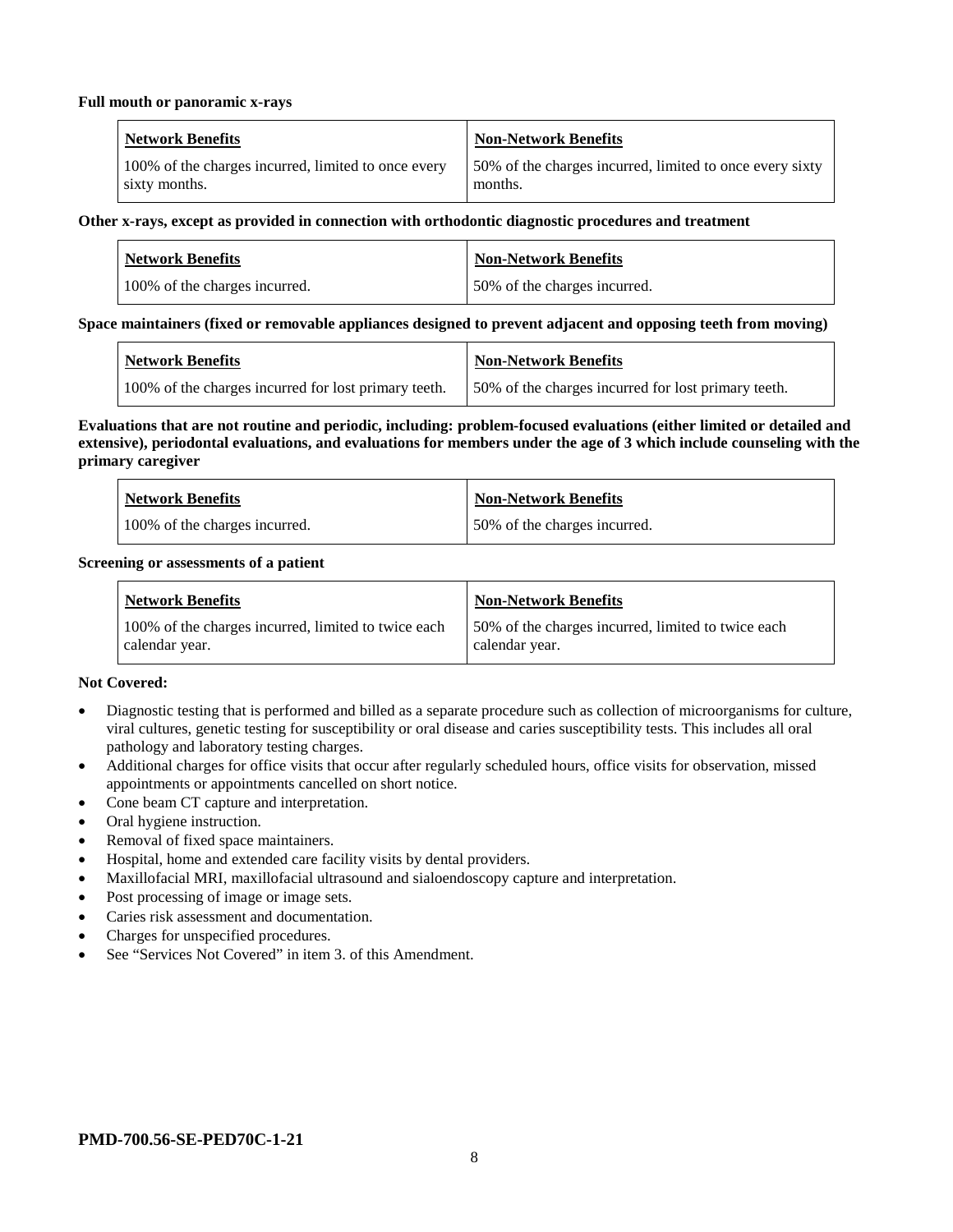**Full mouth or panoramic x-rays**

| Network Benefits | Non-Network Benefits |
| --- | --- |
| 100% of the charges incurred, limited to once every sixty months. | 50% of the charges incurred, limited to once every sixty months. |

**Other x-rays, except as provided in connection with orthodontic diagnostic procedures and treatment**

| Network Benefits | Non-Network Benefits |
| --- | --- |
| 100% of the charges incurred. | 50% of the charges incurred. |

**Space maintainers (fixed or removable appliances designed to prevent adjacent and opposing teeth from moving)**

| Network Benefits | Non-Network Benefits |
| --- | --- |
| 100% of the charges incurred for lost primary teeth. | 50% of the charges incurred for lost primary teeth. |

**Evaluations that are not routine and periodic, including: problem-focused evaluations (either limited or detailed and extensive), periodontal evaluations, and evaluations for members under the age of 3 which include counseling with the primary caregiver**

| Network Benefits | Non-Network Benefits |
| --- | --- |
| 100% of the charges incurred. | 50% of the charges incurred. |

**Screening or assessments of a patient**

| Network Benefits | Non-Network Benefits |
| --- | --- |
| 100% of the charges incurred, limited to twice each calendar year. | 50% of the charges incurred, limited to twice each calendar year. |

**Not Covered:**

- Diagnostic testing that is performed and billed as a separate procedure such as collection of microorganisms for culture, viral cultures, genetic testing for susceptibility or oral disease and caries susceptibility tests. This includes all oral pathology and laboratory testing charges.
- Additional charges for office visits that occur after regularly scheduled hours, office visits for observation, missed appointments or appointments cancelled on short notice.
- Cone beam CT capture and interpretation.
- Oral hygiene instruction.
- Removal of fixed space maintainers.
- Hospital, home and extended care facility visits by dental providers.
- Maxillofacial MRI, maxillofacial ultrasound and sialoendoscopy capture and interpretation.
- Post processing of image or image sets.
- Caries risk assessment and documentation.
- Charges for unspecified procedures.
- See "Services Not Covered" in item 3. of this Amendment.

**PMD-700.56-SE-PED70C-1-21**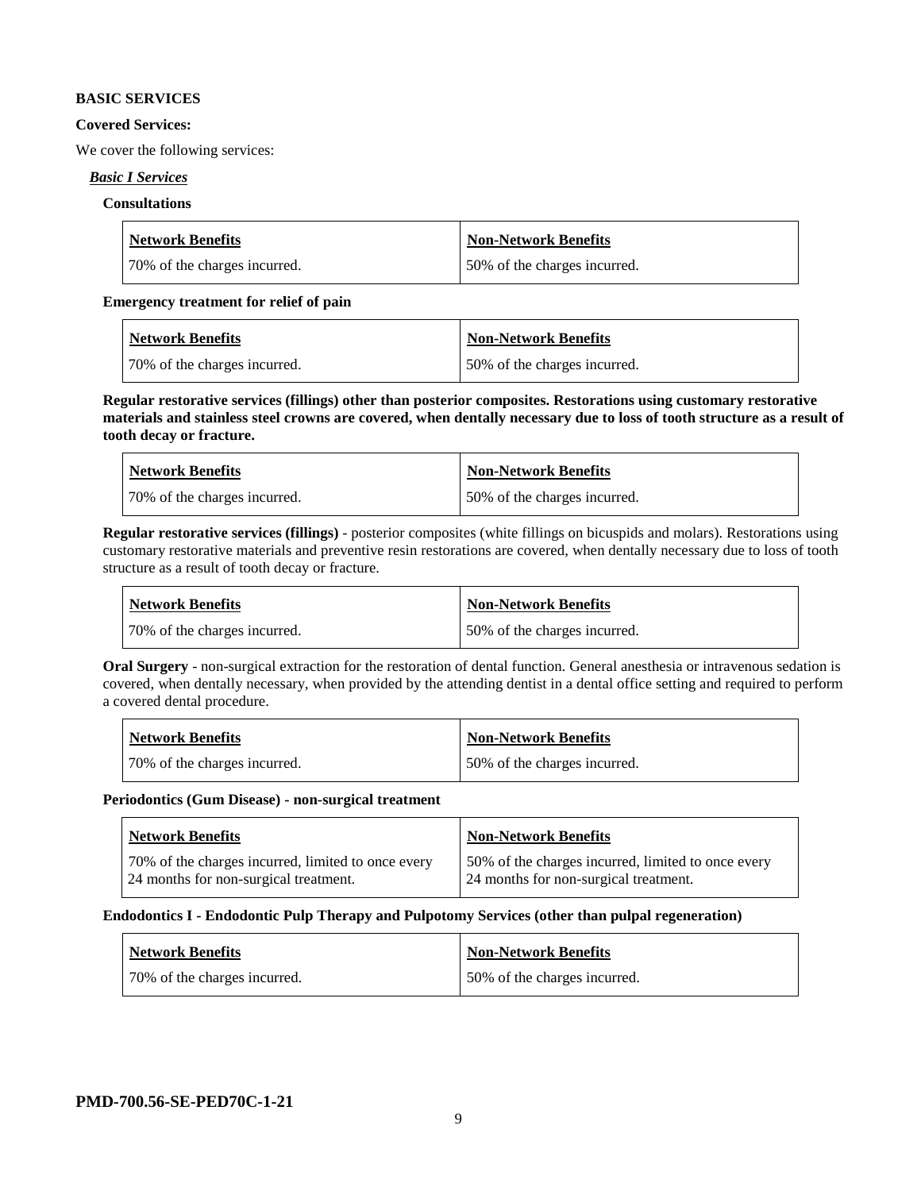**BASIC SERVICES**

**Covered Services:**

We cover the following services:

***Basic I Services***

**Consultations**

| Network Benefits | Non-Network Benefits |
| --- | --- |
| 70% of the charges incurred. | 50% of the charges incurred. |

**Emergency treatment for relief of pain**

| Network Benefits | Non-Network Benefits |
| --- | --- |
| 70% of the charges incurred. | 50% of the charges incurred. |

**Regular restorative services (fillings) other than posterior composites. Restorations using customary restorative materials and stainless steel crowns are covered, when dentally necessary due to loss of tooth structure as a result of tooth decay or fracture.**

| Network Benefits | Non-Network Benefits |
| --- | --- |
| 70% of the charges incurred. | 50% of the charges incurred. |

**Regular restorative services (fillings)** - posterior composites (white fillings on bicuspids and molars). Restorations using customary restorative materials and preventive resin restorations are covered, when dentally necessary due to loss of tooth structure as a result of tooth decay or fracture.

| Network Benefits | Non-Network Benefits |
| --- | --- |
| 70% of the charges incurred. | 50% of the charges incurred. |

**Oral Surgery** - non-surgical extraction for the restoration of dental function. General anesthesia or intravenous sedation is covered, when dentally necessary, when provided by the attending dentist in a dental office setting and required to perform a covered dental procedure.

| Network Benefits | Non-Network Benefits |
| --- | --- |
| 70% of the charges incurred. | 50% of the charges incurred. |

**Periodontics (Gum Disease) - non-surgical treatment**

| Network Benefits | Non-Network Benefits |
| --- | --- |
| 70% of the charges incurred, limited to once every 24 months for non-surgical treatment. | 50% of the charges incurred, limited to once every 24 months for non-surgical treatment. |

**Endodontics I - Endodontic Pulp Therapy and Pulpotomy Services (other than pulpal regeneration)**

| Network Benefits | Non-Network Benefits |
| --- | --- |
| 70% of the charges incurred. | 50% of the charges incurred. |

**PMD-700.56-SE-PED70C-1-21**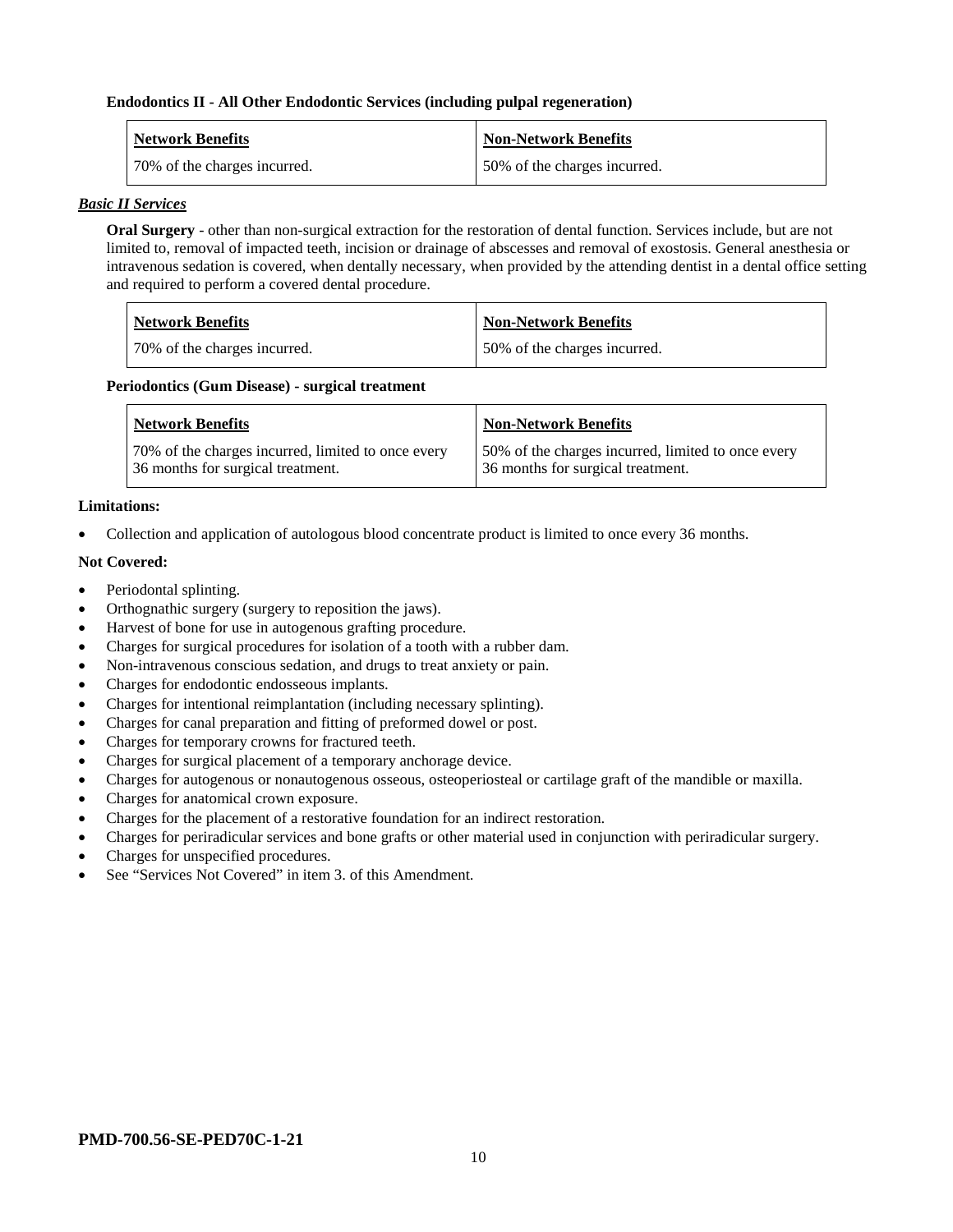**Endodontics II - All Other Endodontic Services (including pulpal regeneration)**

| Network Benefits | Non-Network Benefits |
|---|---|
| 70% of the charges incurred. | 50% of the charges incurred. |

***Basic II Services***

**Oral Surgery** - other than non-surgical extraction for the restoration of dental function. Services include, but are not limited to, removal of impacted teeth, incision or drainage of abscesses and removal of exostosis. General anesthesia or intravenous sedation is covered, when dentally necessary, when provided by the attending dentist in a dental office setting and required to perform a covered dental procedure.

| Network Benefits | Non-Network Benefits |
|---|---|
| 70% of the charges incurred. | 50% of the charges incurred. |

**Periodontics (Gum Disease) - surgical treatment**

| Network Benefits | Non-Network Benefits |
|---|---|
| 70% of the charges incurred, limited to once every 36 months for surgical treatment. | 50% of the charges incurred, limited to once every 36 months for surgical treatment. |

**Limitations:**

- Collection and application of autologous blood concentrate product is limited to once every 36 months.

**Not Covered:**

- Periodontal splinting.
- Orthognathic surgery (surgery to reposition the jaws).
- Harvest of bone for use in autogenous grafting procedure.
- Charges for surgical procedures for isolation of a tooth with a rubber dam.
- Non-intravenous conscious sedation, and drugs to treat anxiety or pain.
- Charges for endodontic endosseous implants.
- Charges for intentional reimplantation (including necessary splinting).
- Charges for canal preparation and fitting of preformed dowel or post.
- Charges for temporary crowns for fractured teeth.
- Charges for surgical placement of a temporary anchorage device.
- Charges for autogenous or nonautogenous osseous, osteoperiosteal or cartilage graft of the mandible or maxilla.
- Charges for anatomical crown exposure.
- Charges for the placement of a restorative foundation for an indirect restoration.
- Charges for periradicular services and bone grafts or other material used in conjunction with periradicular surgery.
- Charges for unspecified procedures.
- See "Services Not Covered" in item 3. of this Amendment.

**PMD-700.56-SE-PED70C-1-21**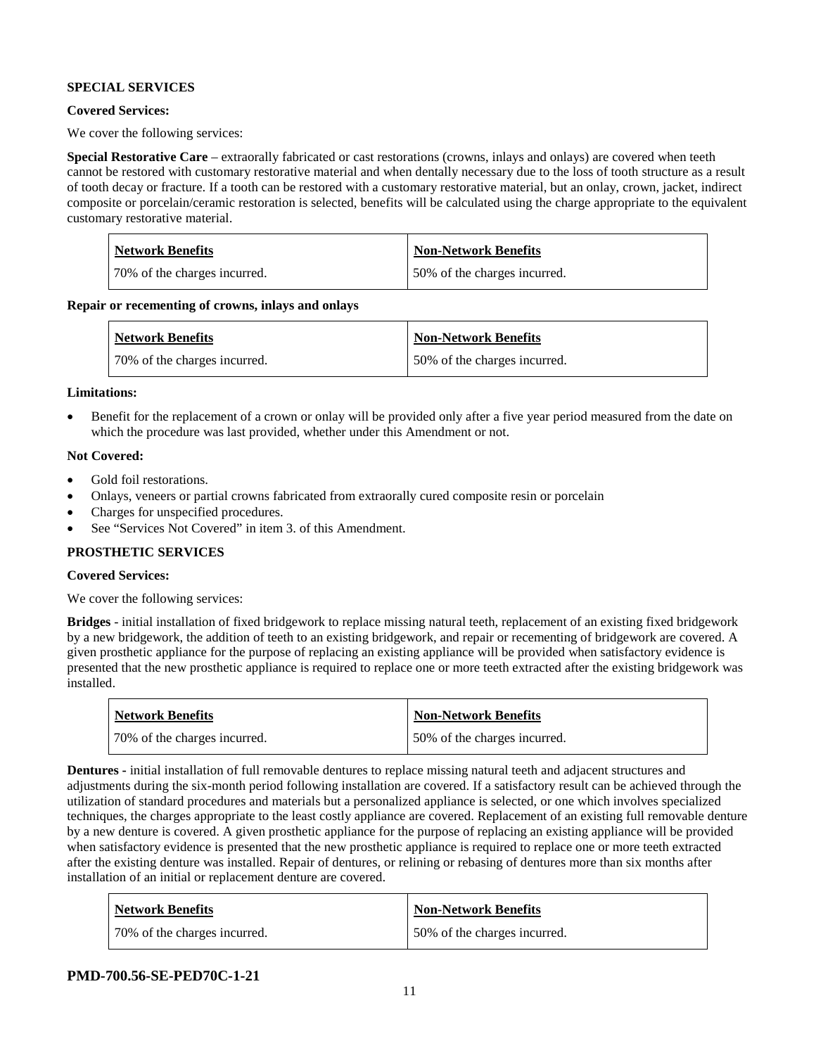**SPECIAL SERVICES**

**Covered Services:**

We cover the following services:

**Special Restorative Care** – extraorally fabricated or cast restorations (crowns, inlays and onlays) are covered when teeth cannot be restored with customary restorative material and when dentally necessary due to the loss of tooth structure as a result of tooth decay or fracture. If a tooth can be restored with a customary restorative material, but an onlay, crown, jacket, indirect composite or porcelain/ceramic restoration is selected, benefits will be calculated using the charge appropriate to the equivalent customary restorative material.

| Network Benefits | Non-Network Benefits |
|---|---|
| 70% of the charges incurred. | 50% of the charges incurred. |

**Repair or recementing of crowns, inlays and onlays**

| Network Benefits | Non-Network Benefits |
|---|---|
| 70% of the charges incurred. | 50% of the charges incurred. |

**Limitations:**

- Benefit for the replacement of a crown or onlay will be provided only after a five year period measured from the date on which the procedure was last provided, whether under this Amendment or not.

**Not Covered:**

- Gold foil restorations.
- Onlays, veneers or partial crowns fabricated from extraorally cured composite resin or porcelain
- Charges for unspecified procedures.
- See "Services Not Covered" in item 3. of this Amendment.

**PROSTHETIC SERVICES**

**Covered Services:**

We cover the following services:

**Bridges** - initial installation of fixed bridgework to replace missing natural teeth, replacement of an existing fixed bridgework by a new bridgework, the addition of teeth to an existing bridgework, and repair or recementing of bridgework are covered. A given prosthetic appliance for the purpose of replacing an existing appliance will be provided when satisfactory evidence is presented that the new prosthetic appliance is required to replace one or more teeth extracted after the existing bridgework was installed.

| Network Benefits | Non-Network Benefits |
|---|---|
| 70% of the charges incurred. | 50% of the charges incurred. |

**Dentures -** initial installation of full removable dentures to replace missing natural teeth and adjacent structures and adjustments during the six-month period following installation are covered. If a satisfactory result can be achieved through the utilization of standard procedures and materials but a personalized appliance is selected, or one which involves specialized techniques, the charges appropriate to the least costly appliance are covered. Replacement of an existing full removable denture by a new denture is covered. A given prosthetic appliance for the purpose of replacing an existing appliance will be provided when satisfactory evidence is presented that the new prosthetic appliance is required to replace one or more teeth extracted after the existing denture was installed. Repair of dentures, or relining or rebasing of dentures more than six months after installation of an initial or replacement denture are covered.

| Network Benefits | Non-Network Benefits |
|---|---|
| 70% of the charges incurred. | 50% of the charges incurred. |

**PMD-700.56-SE-PED70C-1-21**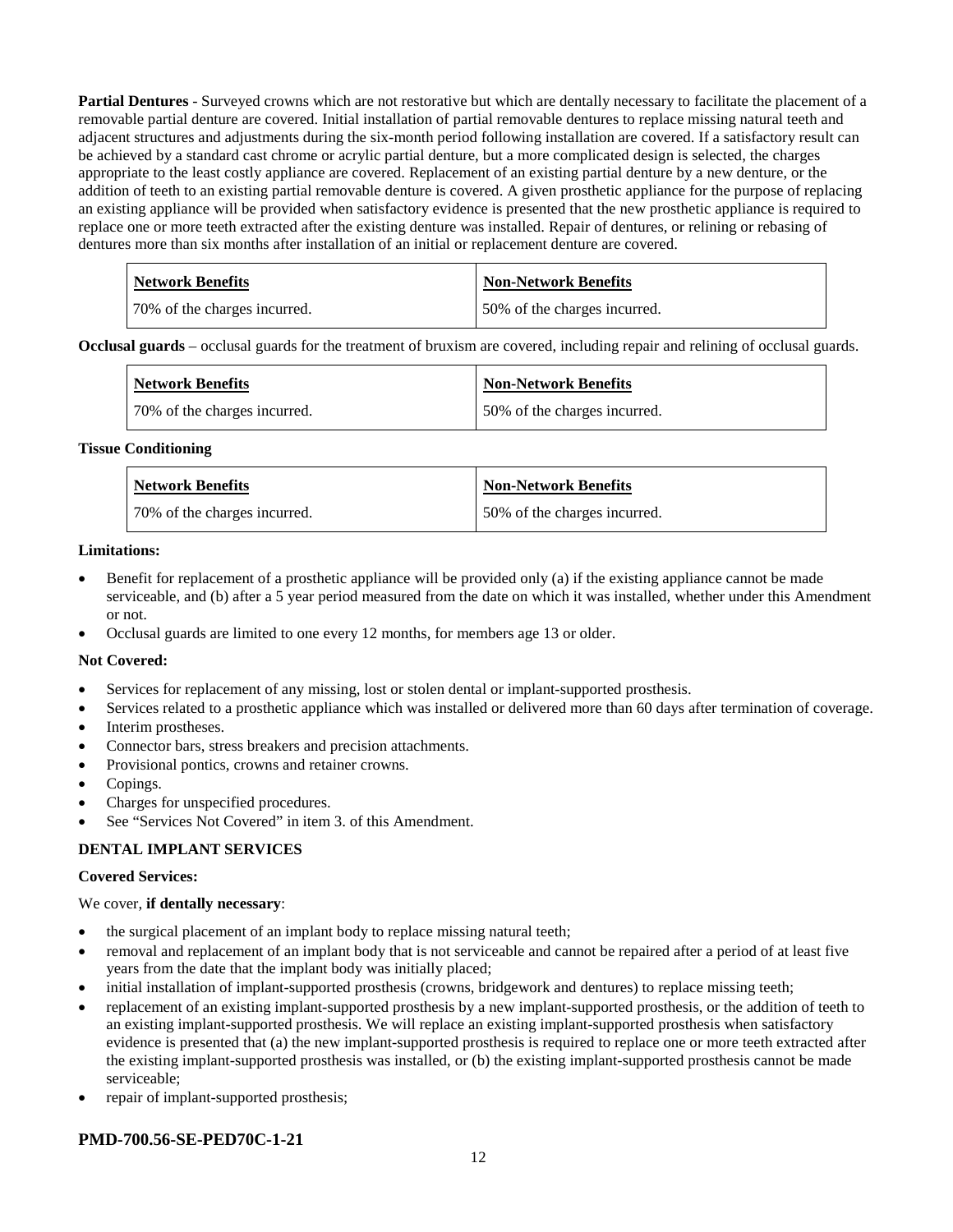**Partial Dentures** - Surveyed crowns which are not restorative but which are dentally necessary to facilitate the placement of a removable partial denture are covered. Initial installation of partial removable dentures to replace missing natural teeth and adjacent structures and adjustments during the six-month period following installation are covered. If a satisfactory result can be achieved by a standard cast chrome or acrylic partial denture, but a more complicated design is selected, the charges appropriate to the least costly appliance are covered. Replacement of an existing partial denture by a new denture, or the addition of teeth to an existing partial removable denture is covered. A given prosthetic appliance for the purpose of replacing an existing appliance will be provided when satisfactory evidence is presented that the new prosthetic appliance is required to replace one or more teeth extracted after the existing denture was installed. Repair of dentures, or relining or rebasing of dentures more than six months after installation of an initial or replacement denture are covered.

| Network Benefits | Non-Network Benefits |
|---|---|
| 70% of the charges incurred. | 50% of the charges incurred. |

**Occlusal guards** – occlusal guards for the treatment of bruxism are covered, including repair and relining of occlusal guards.

| Network Benefits | Non-Network Benefits |
|---|---|
| 70% of the charges incurred. | 50% of the charges incurred. |

**Tissue Conditioning**

| Network Benefits | Non-Network Benefits |
|---|---|
| 70% of the charges incurred. | 50% of the charges incurred. |

**Limitations:**

- Benefit for replacement of a prosthetic appliance will be provided only (a) if the existing appliance cannot be made serviceable, and (b) after a 5 year period measured from the date on which it was installed, whether under this Amendment or not.
- Occlusal guards are limited to one every 12 months, for members age 13 or older.

**Not Covered:**

- Services for replacement of any missing, lost or stolen dental or implant-supported prosthesis.
- Services related to a prosthetic appliance which was installed or delivered more than 60 days after termination of coverage.
- Interim prostheses.
- Connector bars, stress breakers and precision attachments.
- Provisional pontics, crowns and retainer crowns.
- Copings.
- Charges for unspecified procedures.
- See "Services Not Covered" in item 3. of this Amendment.

**DENTAL IMPLANT SERVICES**

**Covered Services:**

We cover, **if dentally necessary**:

- the surgical placement of an implant body to replace missing natural teeth;
- removal and replacement of an implant body that is not serviceable and cannot be repaired after a period of at least five years from the date that the implant body was initially placed;
- initial installation of implant-supported prosthesis (crowns, bridgework and dentures) to replace missing teeth;
- replacement of an existing implant-supported prosthesis by a new implant-supported prosthesis, or the addition of teeth to an existing implant-supported prosthesis. We will replace an existing implant-supported prosthesis when satisfactory evidence is presented that (a) the new implant-supported prosthesis is required to replace one or more teeth extracted after the existing implant-supported prosthesis was installed, or (b) the existing implant-supported prosthesis cannot be made serviceable;
- repair of implant-supported prosthesis;

**PMD-700.56-SE-PED70C-1-21**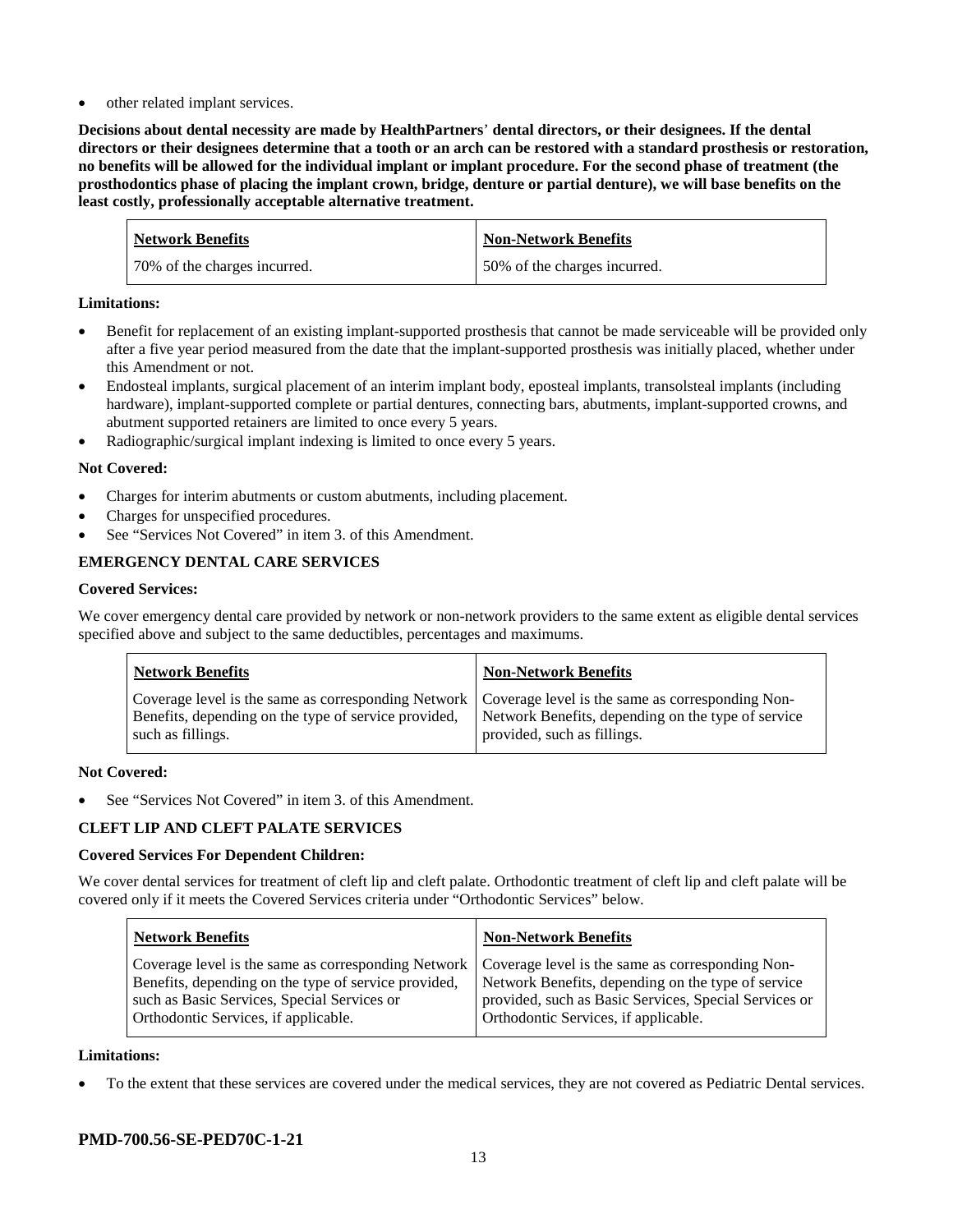- other related implant services.

**Decisions about dental necessity are made by HealthPartners' dental directors, or their designees. If the dental directors or their designees determine that a tooth or an arch can be restored with a standard prosthesis or restoration, no benefits will be allowed for the individual implant or implant procedure. For the second phase of treatment (the prosthodontics phase of placing the implant crown, bridge, denture or partial denture), we will base benefits on the least costly, professionally acceptable alternative treatment.**

| Network Benefits | Non-Network Benefits |
|---|---|
| 70% of the charges incurred. | 50% of the charges incurred. |

**Limitations:**

- Benefit for replacement of an existing implant-supported prosthesis that cannot be made serviceable will be provided only after a five year period measured from the date that the implant-supported prosthesis was initially placed, whether under this Amendment or not.
- Endosteal implants, surgical placement of an interim implant body, eposteal implants, transolsteal implants (including hardware), implant-supported complete or partial dentures, connecting bars, abutments, implant-supported crowns, and abutment supported retainers are limited to once every 5 years.
- Radiographic/surgical implant indexing is limited to once every 5 years.

**Not Covered:**

- Charges for interim abutments or custom abutments, including placement.
- Charges for unspecified procedures.
- See "Services Not Covered" in item 3. of this Amendment.

**EMERGENCY DENTAL CARE SERVICES**

**Covered Services:**

We cover emergency dental care provided by network or non-network providers to the same extent as eligible dental services specified above and subject to the same deductibles, percentages and maximums.

| Network Benefits | Non-Network Benefits |
|---|---|
| Coverage level is the same as corresponding Network Benefits, depending on the type of service provided, such as fillings. | Coverage level is the same as corresponding Non-Network Benefits, depending on the type of service provided, such as fillings. |

**Not Covered:**

- See "Services Not Covered" in item 3. of this Amendment.

**CLEFT LIP AND CLEFT PALATE SERVICES**

**Covered Services For Dependent Children:**

We cover dental services for treatment of cleft lip and cleft palate. Orthodontic treatment of cleft lip and cleft palate will be covered only if it meets the Covered Services criteria under "Orthodontic Services" below.

| Network Benefits | Non-Network Benefits |
|---|---|
| Coverage level is the same as corresponding Network Benefits, depending on the type of service provided, such as Basic Services, Special Services or Orthodontic Services, if applicable. | Coverage level is the same as corresponding Non-Network Benefits, depending on the type of service provided, such as Basic Services, Special Services or Orthodontic Services, if applicable. |

**Limitations:**

- To the extent that these services are covered under the medical services, they are not covered as Pediatric Dental services.

**PMD-700.56-SE-PED70C-1-21**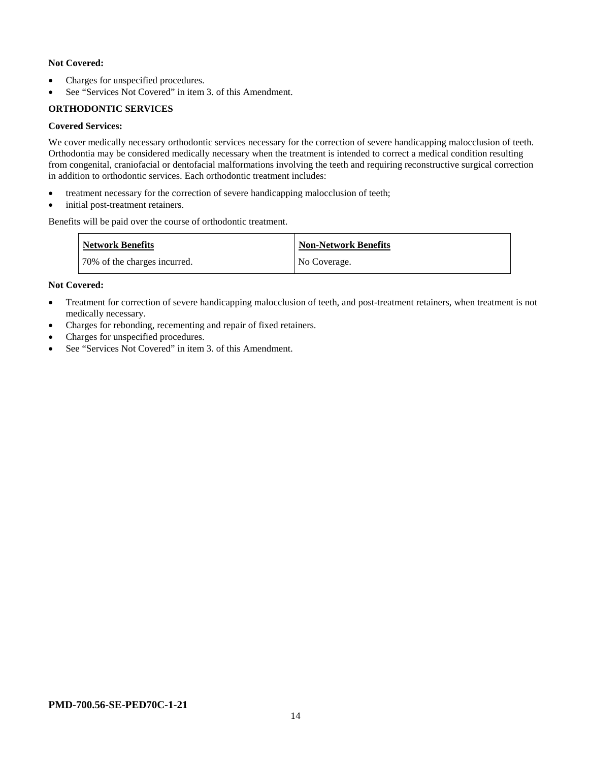**Not Covered:**

- Charges for unspecified procedures.
- See "Services Not Covered" in item 3. of this Amendment.

**ORTHODONTIC SERVICES**

**Covered Services:**

We cover medically necessary orthodontic services necessary for the correction of severe handicapping malocclusion of teeth. Orthodontia may be considered medically necessary when the treatment is intended to correct a medical condition resulting from congenital, craniofacial or dentofacial malformations involving the teeth and requiring reconstructive surgical correction in addition to orthodontic services. Each orthodontic treatment includes:

- treatment necessary for the correction of severe handicapping malocclusion of teeth;
- initial post-treatment retainers.

Benefits will be paid over the course of orthodontic treatment.

| Network Benefits | Non-Network Benefits |
| --- | --- |
| 70% of the charges incurred. | No Coverage. |

**Not Covered:**

- Treatment for correction of severe handicapping malocclusion of teeth, and post-treatment retainers, when treatment is not medically necessary.
- Charges for rebonding, recementing and repair of fixed retainers.
- Charges for unspecified procedures.
- See "Services Not Covered" in item 3. of this Amendment.

**PMD-700.56-SE-PED70C-1-21**